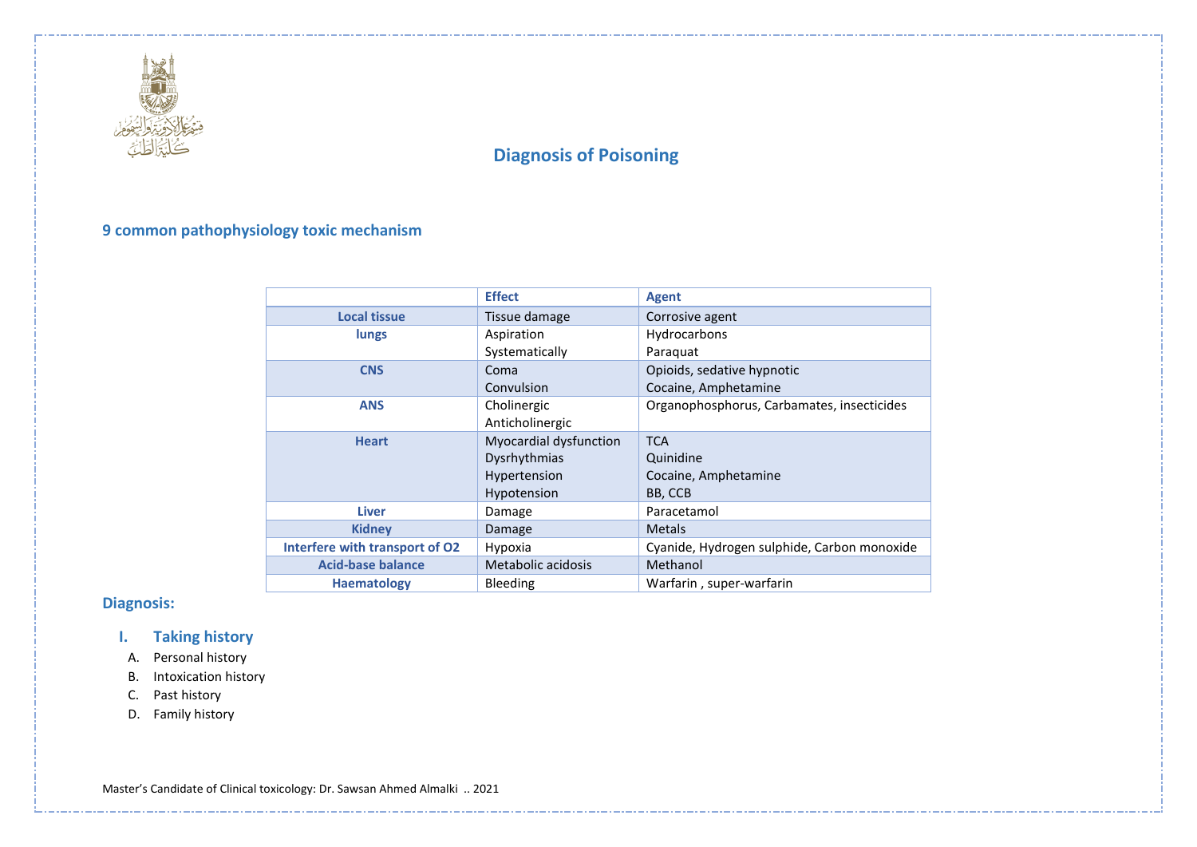# Diagnosis of Poisoning

## 9 common pathophysiology toxic mechanism

| | Effect | Agent |
|---|---|---|
| **Local tissue** | Tissue damage | Corrosive agent |
| **lungs** | Aspiration<br>Systematically | Hydrocarbons<br>Paraquat |
| **CNS** | Coma<br>Convulsion | Opioids, sedative hypnotic<br>Cocaine, Amphetamine |
| **ANS** | Cholinergic<br>Anticholinergic | Organophosphorus, Carbamates, insecticides |
| **Heart** | Myocardial dysfunction<br>Dysrhythmias<br>Hypertension<br>Hypotension | TCA<br>Quinidine<br>Cocaine, Amphetamine<br>BB, CCB |
| **Liver** | Damage | Paracetamol |
| **Kidney** | Damage | Metals |
| **Interfere with transport of O2** | Hypoxia | Cyanide, Hydrogen sulphide, Carbon monoxide |
| **Acid-base balance** | Metabolic acidosis | Methanol |
| **Haematology** | Bleeding | Warfarin , super-warfarin |

## Diagnosis:

### I. Taking history

A. Personal history
B. Intoxication history
C. Past history
D. Family history

Master's Candidate of Clinical toxicology: Dr. Sawsan Ahmed Almalki .. 2021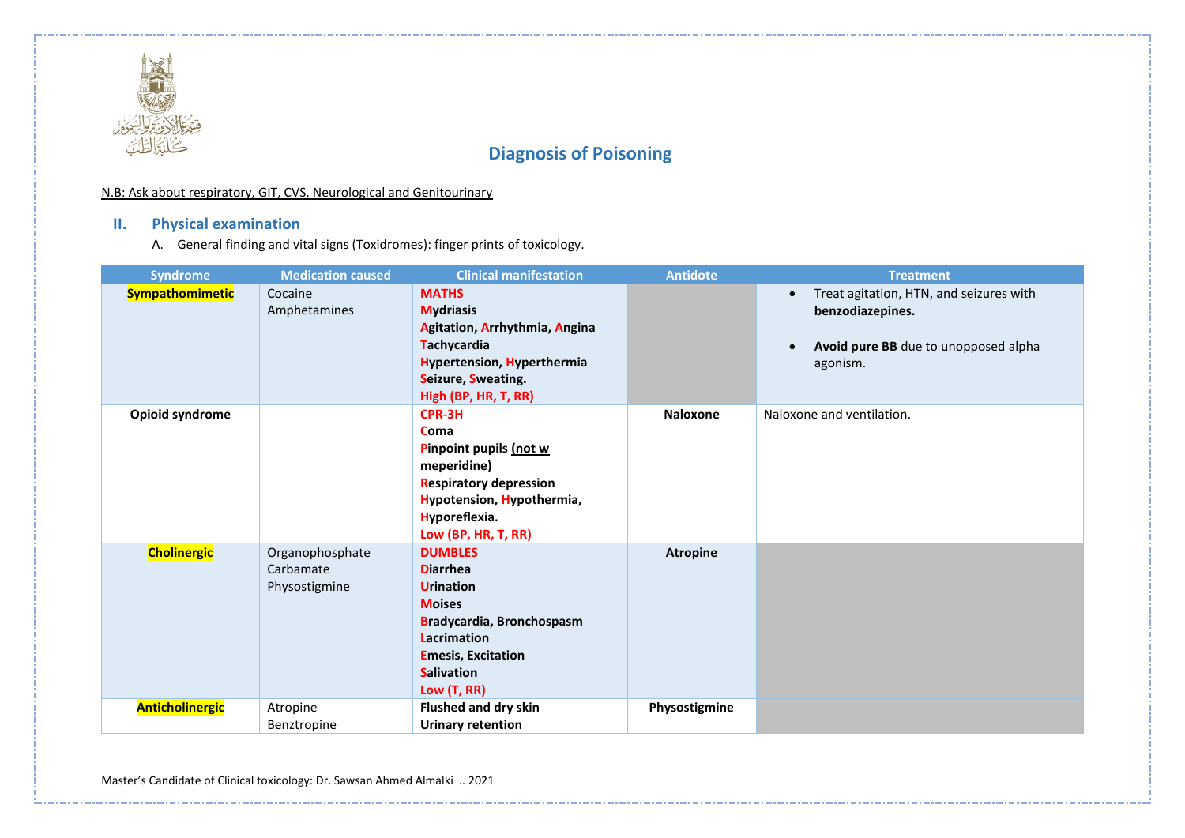# Diagnosis of Poisoning

N.B: Ask about respiratory, GIT, CVS, Neurological and Genitourinary

## II. Physical examination

A. General finding and vital signs (Toxidromes): finger prints of toxicology.

| Syndrome | Medication caused | Clinical manifestation | Antidote | Treatment |
|---|---|---|---|---|
| **Sympathomimetic** | Cocaine<br>Amphetamines | **MATHS**<br>**Mydriasis**<br>**Agitation, Arrhythmia, Angina**<br>**Tachycardia**<br>**Hypertension, Hyperthermia**<br>**Seizure, Sweating.**<br>**High (BP, HR, T, RR)** | | • Treat agitation, HTN, and seizures with **benzodiazepines.**<br>• **Avoid pure BB** due to unopposed alpha agonism. |
| **Opioid syndrome** | | **CPR-3H**<br>**Coma**<br>**Pinpoint pupils (not w meperidine)**<br>**Respiratory depression**<br>**Hypotension, Hypothermia, Hyporeflexia.**<br>**Low (BP, HR, T, RR)** | **Naloxone** | Naloxone and ventilation. |
| **Cholinergic** | Organophosphate<br>Carbamate<br>Physostigmine | **DUMBLES**<br>**Diarrhea**<br>**Urination**<br>**Moises**<br>**Bradycardia, Bronchospasm**<br>**Lacrimation**<br>**Emesis, Excitation**<br>**Salivation**<br>**Low (T, RR)** | **Atropine** | |
| **Anticholinergic** | Atropine<br>Benztropine | **Flushed and dry skin**<br>**Urinary retention** | **Physostigmine** | |

Master's Candidate of Clinical toxicology: Dr. Sawsan Ahmed Almalki .. 2021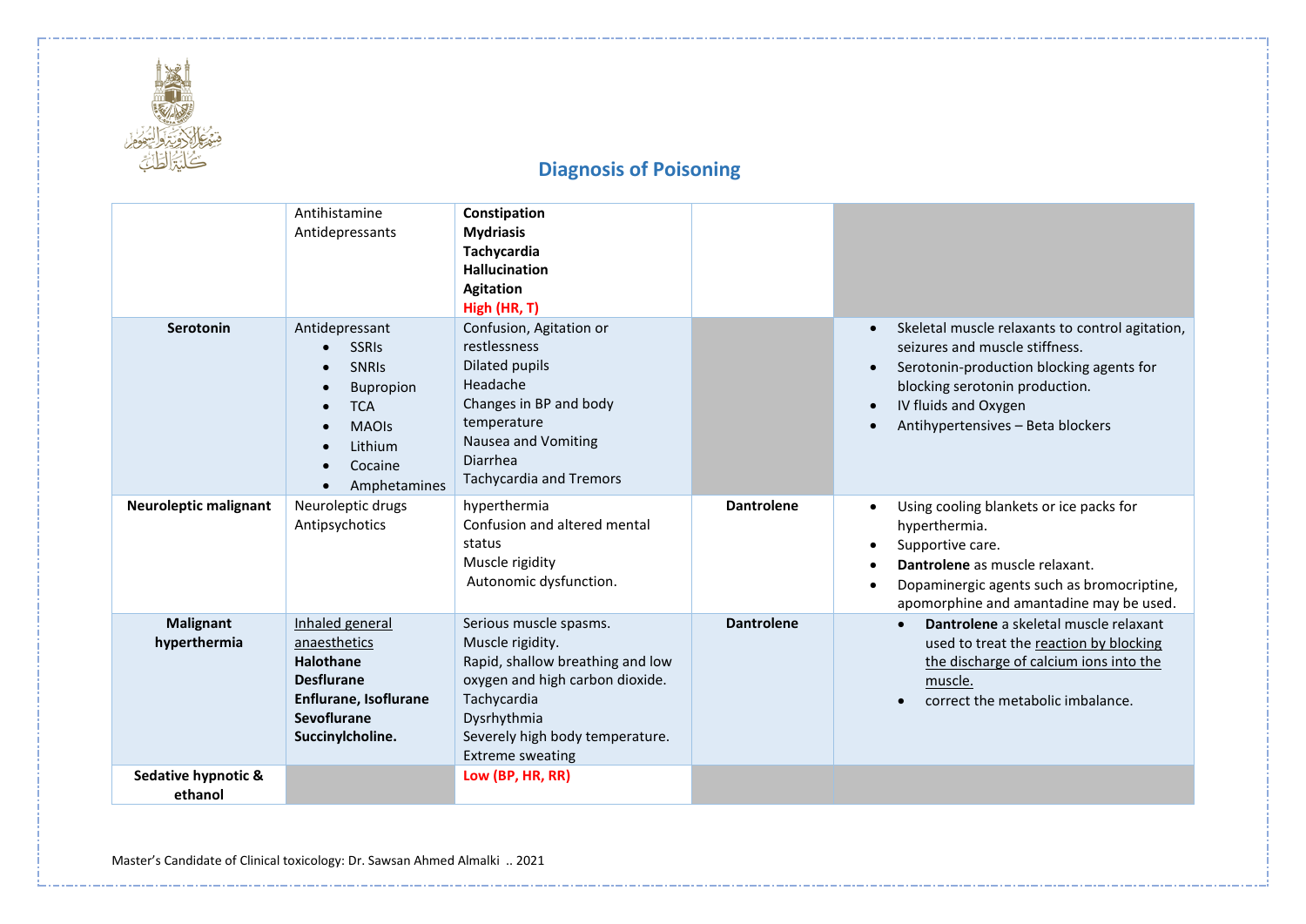## Diagnosis of Poisoning

| | | | | |
|---|---|---|---|---|
| | Antihistamine<br>Antidepressants | **Constipation**<br>**Mydriasis**<br>**Tachycardia**<br>**Hallucination**<br>**Agitation**<br>**High (HR, T)** | | |
| **Serotonin** | Antidepressant<br>• SSRIs<br>• SNRIs<br>• Bupropion<br>• TCA<br>• MAOIs<br>• Lithium<br>• Cocaine<br>• Amphetamines | Confusion, Agitation or restlessness<br>Dilated pupils<br>Headache<br>Changes in BP and body temperature<br>Nausea and Vomiting<br>Diarrhea<br>Tachycardia and Tremors | | • Skeletal muscle relaxants to control agitation, seizures and muscle stiffness.<br>• Serotonin-production blocking agents for blocking serotonin production.<br>• IV fluids and Oxygen<br>• Antihypertensives – Beta blockers |
| **Neuroleptic malignant** | Neuroleptic drugs<br>Antipsychotics | hyperthermia<br>Confusion and altered mental status<br>Muscle rigidity<br>Autonomic dysfunction. | **Dantrolene** | • Using cooling blankets or ice packs for hyperthermia.<br>• Supportive care.<br>• **Dantrolene** as muscle relaxant.<br>• Dopaminergic agents such as bromocriptine, apomorphine and amantadine may be used. |
| **Malignant hyperthermia** | Inhaled general anaesthetics<br>**Halothane**<br>**Desflurane**<br>**Enflurane, Isoflurane**<br>**Sevoflurane**<br>**Succinylcholine.** | Serious muscle spasms.<br>Muscle rigidity.<br>Rapid, shallow breathing and low oxygen and high carbon dioxide.<br>Tachycardia<br>Dysrhythmia<br>Severely high body temperature.<br>Extreme sweating | **Dantrolene** | • **Dantrolene** a skeletal muscle relaxant used to treat the reaction by blocking the discharge of calcium ions into the muscle.<br>• correct the metabolic imbalance. |
| **Sedative hypnotic & ethanol** | | **Low (BP, HR, RR)** | | |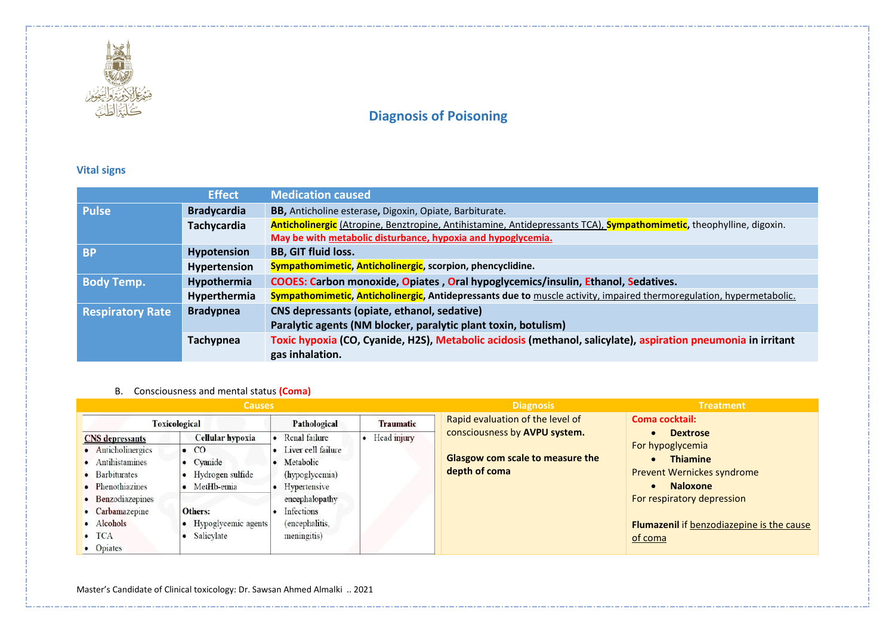# Diagnosis of Poisoning

## Vital signs

| | Effect | Medication caused |
|---|---|---|
| **Pulse** | **Bradycardia** | **BB,** Anticholine esterase, Digoxin, Opiate, Barbiturate. |
| | **Tachycardia** | **Anticholinergic** (Atropine, Benztropine, Antihistamine, Antidepressants TCA), **Sympathomimetic**, theophylline, digoxin. **May be with metabolic disturbance, hypoxia and hypoglycemia.** |
| **BP** | **Hypotension** | **BB, GIT fluid loss.** |
| | **Hypertension** | **Sympathomimetic, Anticholinergic, scorpion, phencyclidine.** |
| **Body Temp.** | **Hypothermia** | **COOES: Carbon monoxide, Opiates , Oral hypoglycemics/insulin, Ethanol, Sedatives.** |
| | **Hyperthermia** | **Sympathomimetic, Anticholinergic, Antidepressants due to** muscle activity, impaired thermoregulation, hypermetabolic. |
| **Respiratory Rate** | **Bradypnea** | **CNS depressants (opiate, ethanol, sedative)** **Paralytic agents (NM blocker, paralytic plant toxin, botulism)** |
| | **Tachypnea** | **Toxic hypoxia (CO, Cyanide, $H_2S$), Metabolic acidosis (methanol, salicylate), aspiration pneumonia in irritant gas inhalation.** |

B. Consciousness and mental status **(Coma)**

| Causes | | | | Diagnosis | Treatment |
|---|---|---|---|---|---|
| **Toxicological** | | **Pathological** | **Traumatic** | | |
| **CNS depressants** | **Cellular hypoxia** | | | | |
| • Anticholinergics<br>• Antihistamines<br>• Barbiturates<br>• Phenothiazines<br>• Benzodiazepines<br>• Carbamazepine<br>• Alcohols<br>• TCA<br>• Opiates | • CO<br>• Cyanide<br>• Hydrogen sulfide<br>• MetHb-emia<br><br>**Others:**<br>• Hypoglycemic agents<br>• Salicylate | • Renal failure<br>• Liver cell failure<br>• Metabolic (hypoglycemia)<br>• Hypertensive encephalopathy<br>• Infections (encephalitis, meningitis) | • Head injury | Rapid evaluation of the level of consciousness by **AVPU system.**<br><br>**Glasgow com scale to measure the depth of coma** | **Coma cocktail:**<br>• **Dextrose**<br>For hypoglycemia<br>• **Thiamine**<br>Prevent Wernickes syndrome<br>• **Naloxone**<br>For respiratory depression<br><br>**Flumazenil** if benzodiazepine is the cause of coma |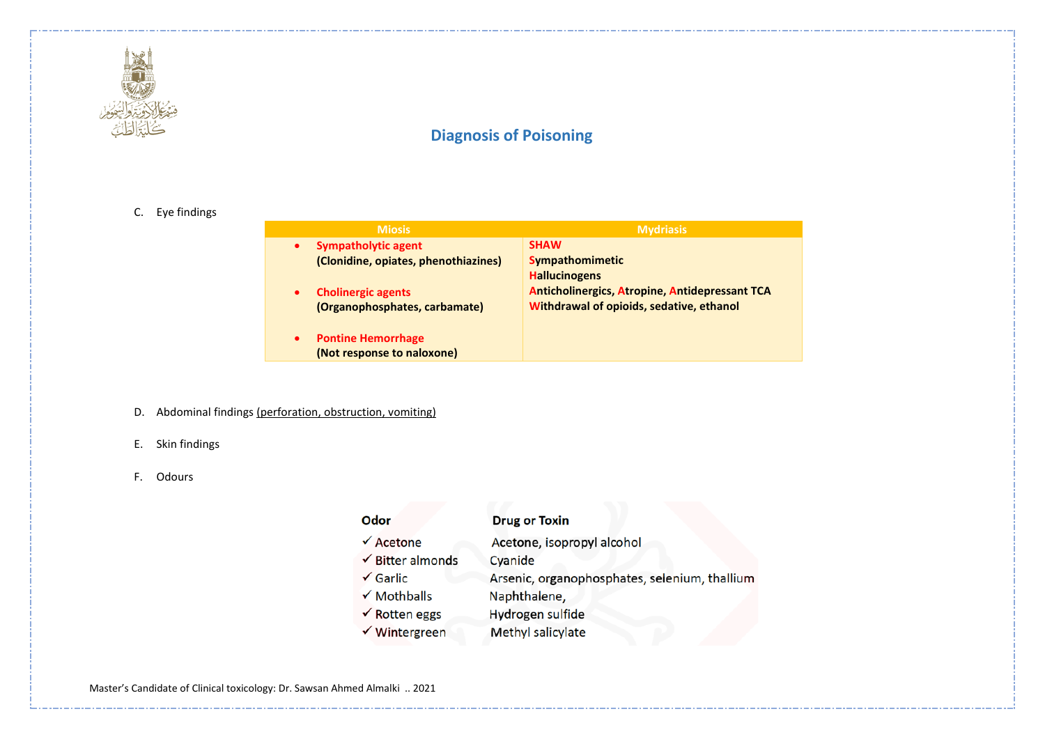## Diagnosis of Poisoning

C. Eye findings

| Miosis | Mydriasis |
| --- | --- |
| • **Sympatholytic agent** **(Clonidine, opiates, phenothiazines)**<br><br>• **Cholinergic agents** **(Organophosphates, carbamate)**<br><br>• **Pontine Hemorrhage** **(Not response to naloxone)** | **SHAW**<br>**Sympathomimetic**<br>**Hallucinogens**<br>**Anticholinergics, Atropine, Antidepressant TCA**<br>**Withdrawal of opioids, sedative, ethanol** |

D. Abdominal findings (perforation, obstruction, vomiting)

E. Skin findings

F. Odours

| Odor | Drug or Toxin |
| --- | --- |
| ✓ Acetone | Acetone, isopropyl alcohol |
| ✓ Bitter almonds | Cyanide |
| ✓ Garlic | Arsenic, organophosphates, selenium, thallium |
| ✓ Mothballs | Naphthalene, |
| ✓ Rotten eggs | Hydrogen sulfide |
| ✓ Wintergreen | Methyl salicylate |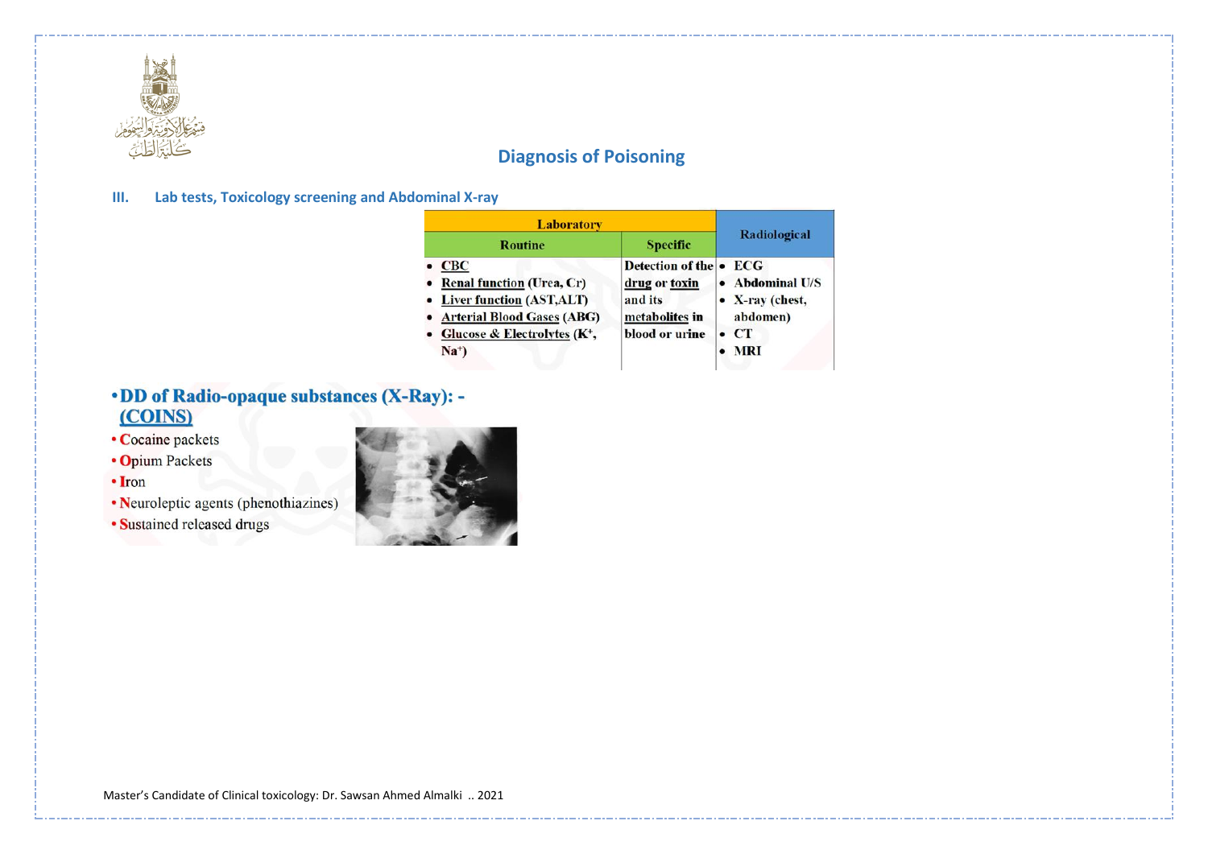## Diagnosis of Poisoning

### III. Lab tests, Toxicology screening and Abdominal X-ray

| Laboratory | | Radiological |
|---|---|---|
| Routine | Specific | |
| • CBC<br>• Renal function (Urea, Cr)<br>• Liver function (AST,ALT)<br>• Arterial Blood Gases (ABG)<br>• Glucose & Electrolytes ($K^+$, $Na^+$) | Detection of the drug or toxin and its metabolites in blood or urine | • ECG<br>• Abdominal U/S<br>• X-ray (chest, abdomen)<br>• CT<br>• MRI |

- **DD of Radio-opaque substances (X-Ray): - (COINS)**
  - **C**ocaine packets
  - **O**pium Packets
  - **I**ron
  - **N**euroleptic agents (phenothiazines)
  - **S**ustained released drugs